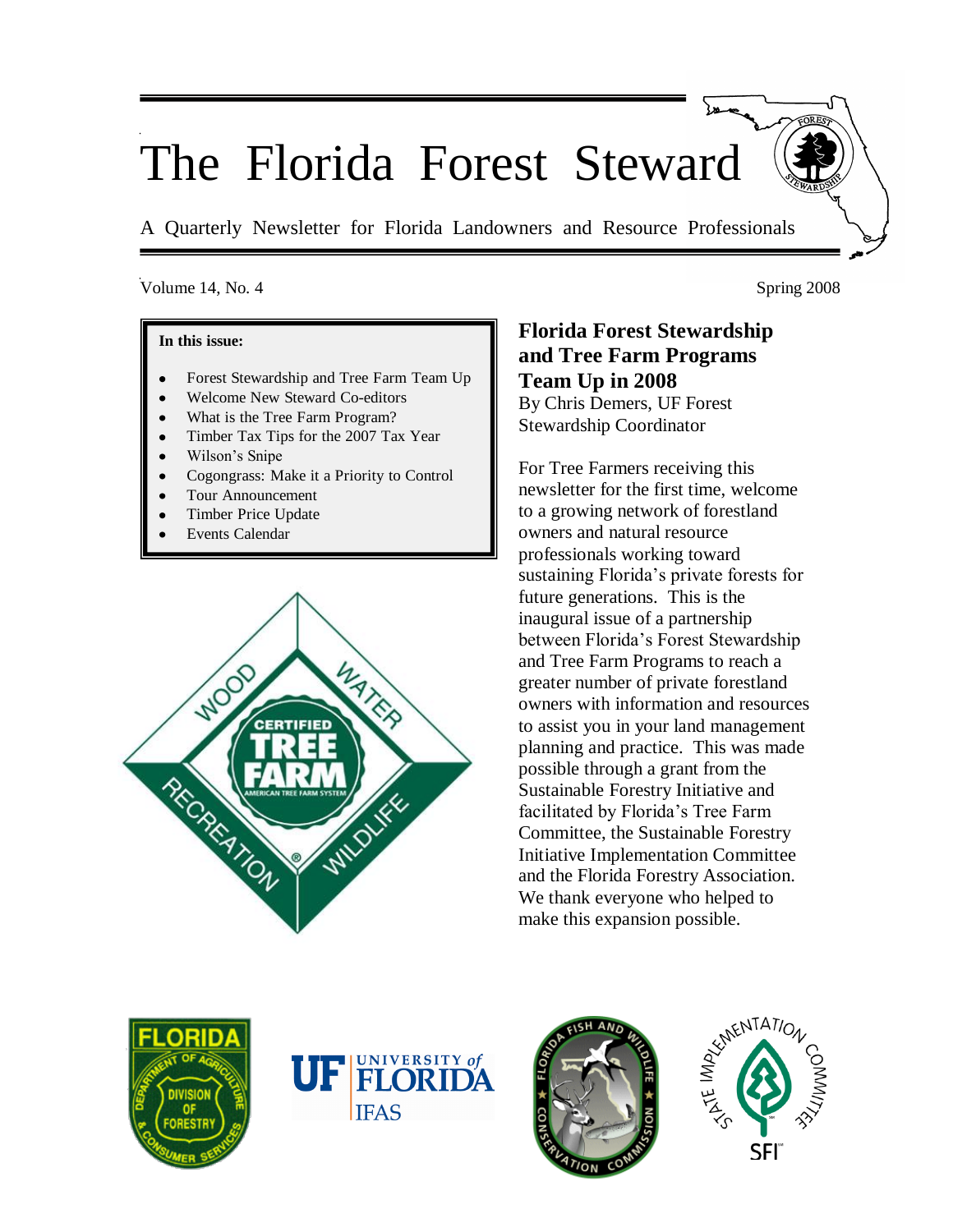# The Florida Forest Steward

A Quarterly Newsletter for Florida Landowners and Resource Professionals

Volume 14, No. 4 | Spring 2008

**In this issue:**

- Forest Stewardship and Tree Farm Team Up
- Welcome New Steward Co-editors
- What is the Tree Farm Program?
- Timber Tax Tips for the 2007 Tax Year
- Wilson's Snipe
- Cogongrass: Make it a Priority to Control
- Tour Announcement
- Timber Price Update
- Events Calendar

## Florida Forest Stewardship and Tree Farm Programs Team Up in 2008

By Chris Demers, UF Forest Stewardship Coordinator

For Tree Farmers receiving this newsletter for the first time, welcome to a growing network of forestland owners and natural resource professionals working toward sustaining Florida's private forests for future generations. This is the inaugural issue of a partnership between Florida's Forest Stewardship and Tree Farm Programs to reach a greater number of private forestland owners with information and resources to assist you in your land management planning and practice. This was made possible through a grant from the Sustainable Forestry Initiative and facilitated by Florida's Tree Farm Committee, the Sustainable Forestry Initiative Implementation Committee and the Florida Forestry Association. We thank everyone who helped to make this expansion possible.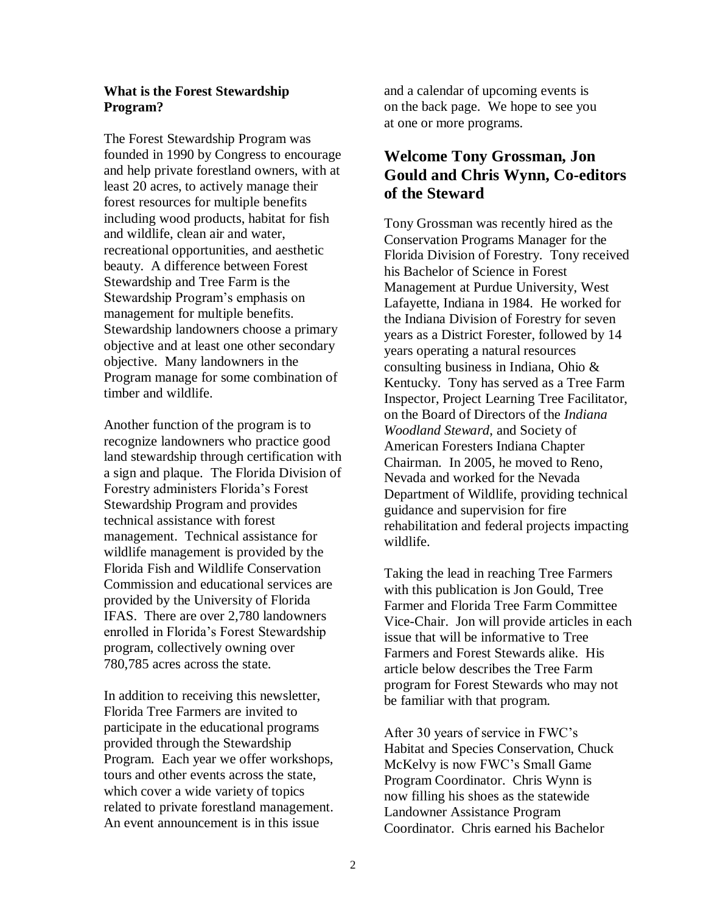**What is the Forest Stewardship Program?**

The Forest Stewardship Program was founded in 1990 by Congress to encourage and help private forestland owners, with at least 20 acres, to actively manage their forest resources for multiple benefits including wood products, habitat for fish and wildlife, clean air and water, recreational opportunities, and aesthetic beauty. A difference between Forest Stewardship and Tree Farm is the Stewardship Program's emphasis on management for multiple benefits. Stewardship landowners choose a primary objective and at least one other secondary objective. Many landowners in the Program manage for some combination of timber and wildlife.

Another function of the program is to recognize landowners who practice good land stewardship through certification with a sign and plaque. The Florida Division of Forestry administers Florida's Forest Stewardship Program and provides technical assistance with forest management. Technical assistance for wildlife management is provided by the Florida Fish and Wildlife Conservation Commission and educational services are provided by the University of Florida IFAS. There are over 2,780 landowners enrolled in Florida's Forest Stewardship program, collectively owning over 780,785 acres across the state.

In addition to receiving this newsletter, Florida Tree Farmers are invited to participate in the educational programs provided through the Stewardship Program. Each year we offer workshops, tours and other events across the state, which cover a wide variety of topics related to private forestland management. An event announcement is in this issue and a calendar of upcoming events is on the back page. We hope to see you at one or more programs.

## Welcome Tony Grossman, Jon Gould and Chris Wynn, Co-editors of the Steward

Tony Grossman was recently hired as the Conservation Programs Manager for the Florida Division of Forestry. Tony received his Bachelor of Science in Forest Management at Purdue University, West Lafayette, Indiana in 1984. He worked for the Indiana Division of Forestry for seven years as a District Forester, followed by 14 years operating a natural resources consulting business in Indiana, Ohio & Kentucky. Tony has served as a Tree Farm Inspector, Project Learning Tree Facilitator, on the Board of Directors of the *Indiana Woodland Steward*, and Society of American Foresters Indiana Chapter Chairman. In 2005, he moved to Reno, Nevada and worked for the Nevada Department of Wildlife, providing technical guidance and supervision for fire rehabilitation and federal projects impacting wildlife.

Taking the lead in reaching Tree Farmers with this publication is Jon Gould, Tree Farmer and Florida Tree Farm Committee Vice-Chair. Jon will provide articles in each issue that will be informative to Tree Farmers and Forest Stewards alike. His article below describes the Tree Farm program for Forest Stewards who may not be familiar with that program.

After 30 years of service in FWC's Habitat and Species Conservation, Chuck McKelvy is now FWC's Small Game Program Coordinator. Chris Wynn is now filling his shoes as the statewide Landowner Assistance Program Coordinator. Chris earned his Bachelor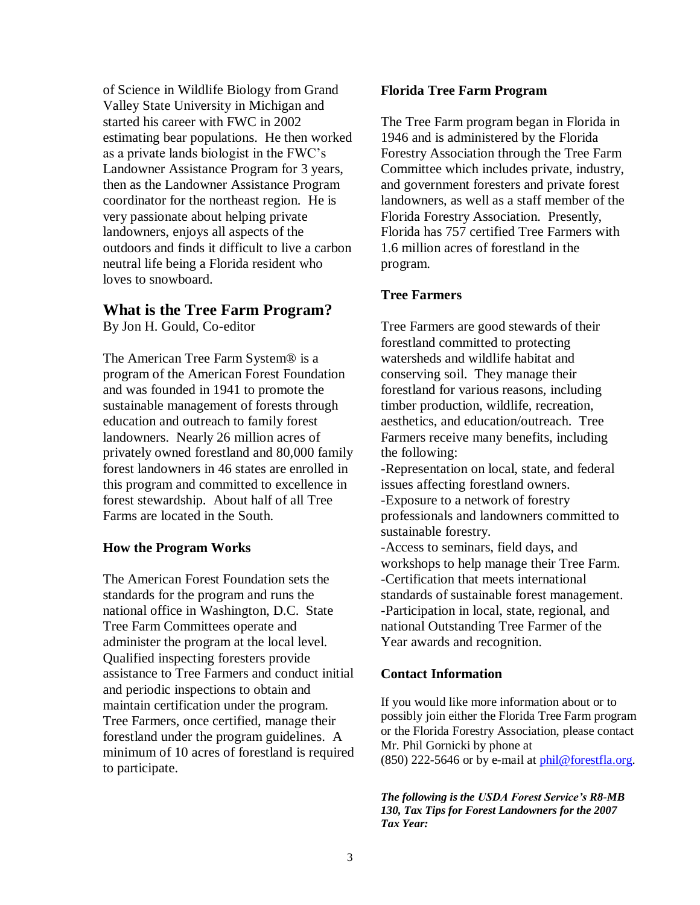of Science in Wildlife Biology from Grand Valley State University in Michigan and started his career with FWC in 2002 estimating bear populations. He then worked as a private lands biologist in the FWC's Landowner Assistance Program for 3 years, then as the Landowner Assistance Program coordinator for the northeast region. He is very passionate about helping private landowners, enjoys all aspects of the outdoors and finds it difficult to live a carbon neutral life being a Florida resident who loves to snowboard.

## What is the Tree Farm Program?

By Jon H. Gould, Co-editor

The American Tree Farm System® is a program of the American Forest Foundation and was founded in 1941 to promote the sustainable management of forests through education and outreach to family forest landowners. Nearly 26 million acres of privately owned forestland and 80,000 family forest landowners in 46 states are enrolled in this program and committed to excellence in forest stewardship. About half of all Tree Farms are located in the South.

### How the Program Works

The American Forest Foundation sets the standards for the program and runs the national office in Washington, D.C. State Tree Farm Committees operate and administer the program at the local level. Qualified inspecting foresters provide assistance to Tree Farmers and conduct initial and periodic inspections to obtain and maintain certification under the program. Tree Farmers, once certified, manage their forestland under the program guidelines. A minimum of 10 acres of forestland is required to participate.

### Florida Tree Farm Program

The Tree Farm program began in Florida in 1946 and is administered by the Florida Forestry Association through the Tree Farm Committee which includes private, industry, and government foresters and private forest landowners, as well as a staff member of the Florida Forestry Association. Presently, Florida has 757 certified Tree Farmers with 1.6 million acres of forestland in the program.

### Tree Farmers

Tree Farmers are good stewards of their forestland committed to protecting watersheds and wildlife habitat and conserving soil. They manage their forestland for various reasons, including timber production, wildlife, recreation, aesthetics, and education/outreach. Tree Farmers receive many benefits, including the following:

-Representation on local, state, and federal issues affecting forestland owners.
-Exposure to a network of forestry professionals and landowners committed to sustainable forestry.
-Access to seminars, field days, and workshops to help manage their Tree Farm.
-Certification that meets international standards of sustainable forest management.
-Participation in local, state, regional, and national Outstanding Tree Farmer of the Year awards and recognition.

### Contact Information

If you would like more information about or to possibly join either the Florida Tree Farm program or the Florida Forestry Association, please contact Mr. Phil Gornicki by phone at (850) 222-5646 or by e-mail at phil@forestfla.org.

***The following is the USDA Forest Service's R8-MB 130, Tax Tips for Forest Landowners for the 2007 Tax Year:***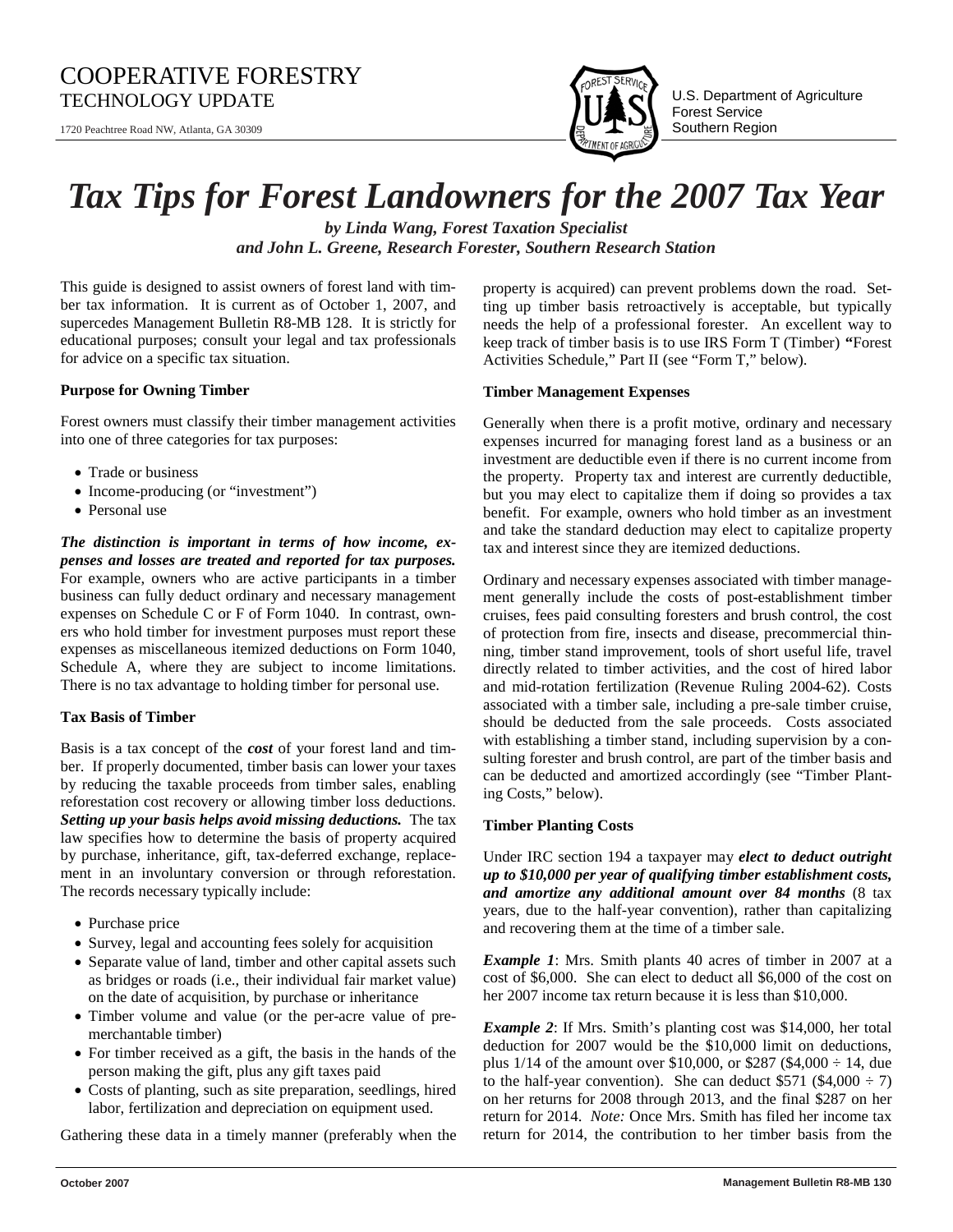COOPERATIVE FORESTRY
TECHNOLOGY UPDATE

1720 Peachtree Road NW, Atlanta, GA 30309

U.S. Department of Agriculture
Forest Service
Southern Region

# *Tax Tips for Forest Landowners for the 2007 Tax Year*

***by Linda Wang, Forest Taxation Specialist***
***and John L. Greene, Research Forester, Southern Research Station***

This guide is designed to assist owners of forest land with timber tax information. It is current as of October 1, 2007, and supercedes Management Bulletin R8-MB 128. It is strictly for educational purposes; consult your legal and tax professionals for advice on a specific tax situation.

### Purpose for Owning Timber

Forest owners must classify their timber management activities into one of three categories for tax purposes:

- Trade or business
- Income-producing (or "investment")
- Personal use

***The distinction is important in terms of how income, expenses and losses are treated and reported for tax purposes.*** For example, owners who are active participants in a timber business can fully deduct ordinary and necessary management expenses on Schedule C or F of Form 1040. In contrast, owners who hold timber for investment purposes must report these expenses as miscellaneous itemized deductions on Form 1040, Schedule A, where they are subject to income limitations. There is no tax advantage to holding timber for personal use.

### Tax Basis of Timber

Basis is a tax concept of the ***cost*** of your forest land and timber. If properly documented, timber basis can lower your taxes by reducing the taxable proceeds from timber sales, enabling reforestation cost recovery or allowing timber loss deductions. ***Setting up your basis helps avoid missing deductions.*** The tax law specifies how to determine the basis of property acquired by purchase, inheritance, gift, tax-deferred exchange, replacement in an involuntary conversion or through reforestation. The records necessary typically include:

- Purchase price
- Survey, legal and accounting fees solely for acquisition
- Separate value of land, timber and other capital assets such as bridges or roads (i.e., their individual fair market value) on the date of acquisition, by purchase or inheritance
- Timber volume and value (or the per-acre value of premerchantable timber)
- For timber received as a gift, the basis in the hands of the person making the gift, plus any gift taxes paid
- Costs of planting, such as site preparation, seedlings, hired labor, fertilization and depreciation on equipment used.

Gathering these data in a timely manner (preferably when the property is acquired) can prevent problems down the road. Setting up timber basis retroactively is acceptable, but typically needs the help of a professional forester. An excellent way to keep track of timber basis is to use IRS Form T (Timber) **"**Forest Activities Schedule," Part II (see "Form T," below).

### Timber Management Expenses

Generally when there is a profit motive, ordinary and necessary expenses incurred for managing forest land as a business or an investment are deductible even if there is no current income from the property. Property tax and interest are currently deductible, but you may elect to capitalize them if doing so provides a tax benefit. For example, owners who hold timber as an investment and take the standard deduction may elect to capitalize property tax and interest since they are itemized deductions.

Ordinary and necessary expenses associated with timber management generally include the costs of post-establishment timber cruises, fees paid consulting foresters and brush control, the cost of protection from fire, insects and disease, precommercial thinning, timber stand improvement, tools of short useful life, travel directly related to timber activities, and the cost of hired labor and mid-rotation fertilization (Revenue Ruling 2004-62). Costs associated with a timber sale, including a pre-sale timber cruise, should be deducted from the sale proceeds. Costs associated with establishing a timber stand, including supervision by a consulting forester and brush control, are part of the timber basis and can be deducted and amortized accordingly (see "Timber Planting Costs," below).

### Timber Planting Costs

Under IRC section 194 a taxpayer may ***elect to deduct outright up to $10,000 per year of qualifying timber establishment costs, and amortize any additional amount over 84 months*** (8 tax years, due to the half-year convention), rather than capitalizing and recovering them at the time of a timber sale.

***Example 1***: Mrs. Smith plants 40 acres of timber in 2007 at a cost of $6,000. She can elect to deduct all $6,000 of the cost on her 2007 income tax return because it is less than $10,000.

***Example 2***: If Mrs. Smith's planting cost was $14,000, her total deduction for 2007 would be the $10,000 limit on deductions, plus 1/14 of the amount over $10,000, or $287 ($4,000 ÷ 14, due to the half-year convention). She can deduct $571 ($4,000 ÷ 7) on her returns for 2008 through 2013, and the final $287 on her return for 2014. *Note:* Once Mrs. Smith has filed her income tax return for 2014, the contribution to her timber basis from the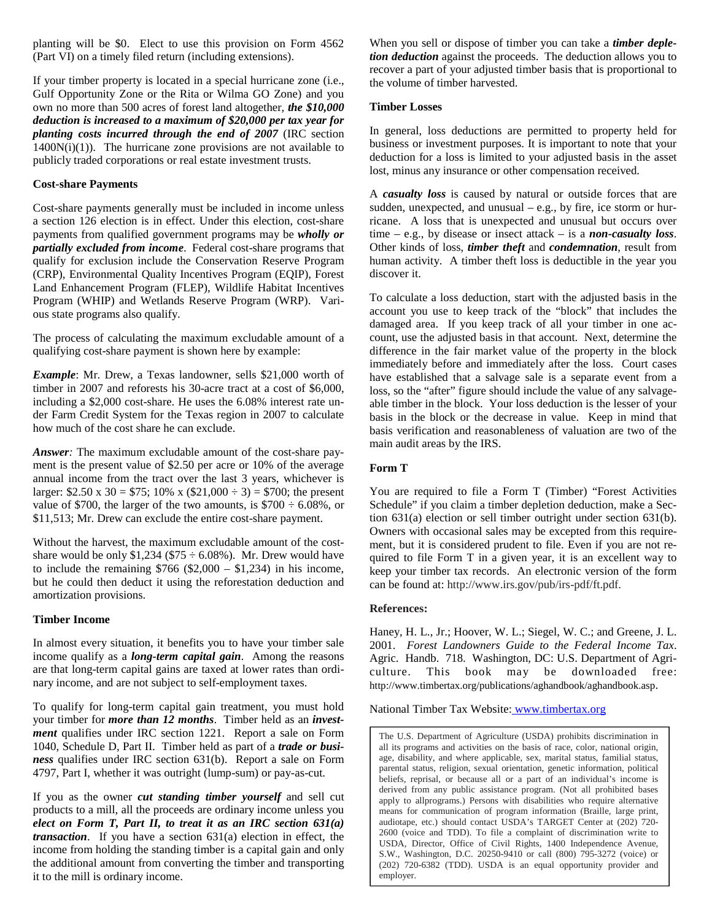planting will be $0. Elect to use this provision on Form 4562 (Part VI) on a timely filed return (including extensions).

If your timber property is located in a special hurricane zone (i.e., Gulf Opportunity Zone or the Rita or Wilma GO Zone) and you own no more than 500 acres of forest land altogether, ***the $10,000 deduction is increased to a maximum of $20,000 per tax year for planting costs incurred through the end of 2007*** (IRC section 1400N(i)(1)). The hurricane zone provisions are not available to publicly traded corporations or real estate investment trusts.

**Cost-share Payments**

Cost-share payments generally must be included in income unless a section 126 election is in effect. Under this election, cost-share payments from qualified government programs may be ***wholly or partially excluded from income***. Federal cost-share programs that qualify for exclusion include the Conservation Reserve Program (CRP), Environmental Quality Incentives Program (EQIP), Forest Land Enhancement Program (FLEP), Wildlife Habitat Incentives Program (WHIP) and Wetlands Reserve Program (WRP). Various state programs also qualify.

The process of calculating the maximum excludable amount of a qualifying cost-share payment is shown here by example:

***Example***: Mr. Drew, a Texas landowner, sells $21,000 worth of timber in 2007 and reforests his 30-acre tract at a cost of $6,000, including a $2,000 cost-share. He uses the 6.08% interest rate under Farm Credit System for the Texas region in 2007 to calculate how much of the cost share he can exclude.

***Answer:*** The maximum excludable amount of the cost-share payment is the present value of $2.50 per acre or 10% of the average annual income from the tract over the last 3 years, whichever is larger: $2.50 x 30 = $75; 10% x ($21,000 ÷ 3) = $700; the present value of $700, the larger of the two amounts, is $700 ÷ 6.08%, or $11,513; Mr. Drew can exclude the entire cost-share payment.

Without the harvest, the maximum excludable amount of the cost-share would be only $1,234 ($75 ÷ 6.08%). Mr. Drew would have to include the remaining $766 ($2,000 – $1,234) in his income, but he could then deduct it using the reforestation deduction and amortization provisions.

**Timber Income**

In almost every situation, it benefits you to have your timber sale income qualify as a ***long-term capital gain***. Among the reasons are that long-term capital gains are taxed at lower rates than ordinary income, and are not subject to self-employment taxes.

To qualify for long-term capital gain treatment, you must hold your timber for ***more than 12 months***. Timber held as an ***investment*** qualifies under IRC section 1221. Report a sale on Form 1040, Schedule D, Part II. Timber held as part of a ***trade or business*** qualifies under IRC section 631(b). Report a sale on Form 4797, Part I, whether it was outright (lump-sum) or pay-as-cut.

If you as the owner ***cut standing timber yourself*** and sell cut products to a mill, all the proceeds are ordinary income unless you ***elect on Form T, Part II, to treat it as an IRC section 631(a) transaction***. If you have a section 631(a) election in effect, the income from holding the standing timber is a capital gain and only the additional amount from converting the timber and transporting it to the mill is ordinary income.

When you sell or dispose of timber you can take a ***timber depletion deduction*** against the proceeds. The deduction allows you to recover a part of your adjusted timber basis that is proportional to the volume of timber harvested.

**Timber Losses**

In general, loss deductions are permitted to property held for business or investment purposes. It is important to note that your deduction for a loss is limited to your adjusted basis in the asset lost, minus any insurance or other compensation received.

A ***casualty loss*** is caused by natural or outside forces that are sudden, unexpected, and unusual – e.g., by fire, ice storm or hurricane. A loss that is unexpected and unusual but occurs over time – e.g., by disease or insect attack – is a ***non-casualty loss***. Other kinds of loss, ***timber theft*** and ***condemnation***, result from human activity. A timber theft loss is deductible in the year you discover it.

To calculate a loss deduction, start with the adjusted basis in the account you use to keep track of the "block" that includes the damaged area. If you keep track of all your timber in one account, use the adjusted basis in that account. Next, determine the difference in the fair market value of the property in the block immediately before and immediately after the loss. Court cases have established that a salvage sale is a separate event from a loss, so the "after" figure should include the value of any salvageable timber in the block. Your loss deduction is the lesser of your basis in the block or the decrease in value. Keep in mind that basis verification and reasonableness of valuation are two of the main audit areas by the IRS.

**Form T**

You are required to file a Form T (Timber) "Forest Activities Schedule" if you claim a timber depletion deduction, make a Section 631(a) election or sell timber outright under section 631(b). Owners with occasional sales may be excepted from this requirement, but it is considered prudent to file. Even if you are not required to file Form T in a given year, it is an excellent way to keep your timber tax records. An electronic version of the form can be found at: http://www.irs.gov/pub/irs-pdf/ft.pdf.

**References:**

Haney, H. L., Jr.; Hoover, W. L.; Siegel, W. C.; and Greene, J. L. 2001. *Forest Landowners Guide to the Federal Income Tax*. Agric. Handb. 718. Washington, DC: U.S. Department of Agriculture. This book may be downloaded free: http://www.timbertax.org/publications/aghandbook/aghandbook.asp.

National Timber Tax Website: www.timbertax.org

The U.S. Department of Agriculture (USDA) prohibits discrimination in all its programs and activities on the basis of race, color, national origin, age, disability, and where applicable, sex, marital status, familial status, parental status, religion, sexual orientation, genetic information, political beliefs, reprisal, or because all or a part of an individual's income is derived from any public assistance program. (Not all prohibited bases apply to allprograms.) Persons with disabilities who require alternative means for communication of program information (Braille, large print, audiotape, etc.) should contact USDA's TARGET Center at (202) 720-2600 (voice and TDD). To file a complaint of discrimination write to USDA, Director, Office of Civil Rights, 1400 Independence Avenue, S.W., Washington, D.C. 20250-9410 or call (800) 795-3272 (voice) or (202) 720-6382 (TDD). USDA is an equal opportunity provider and employer.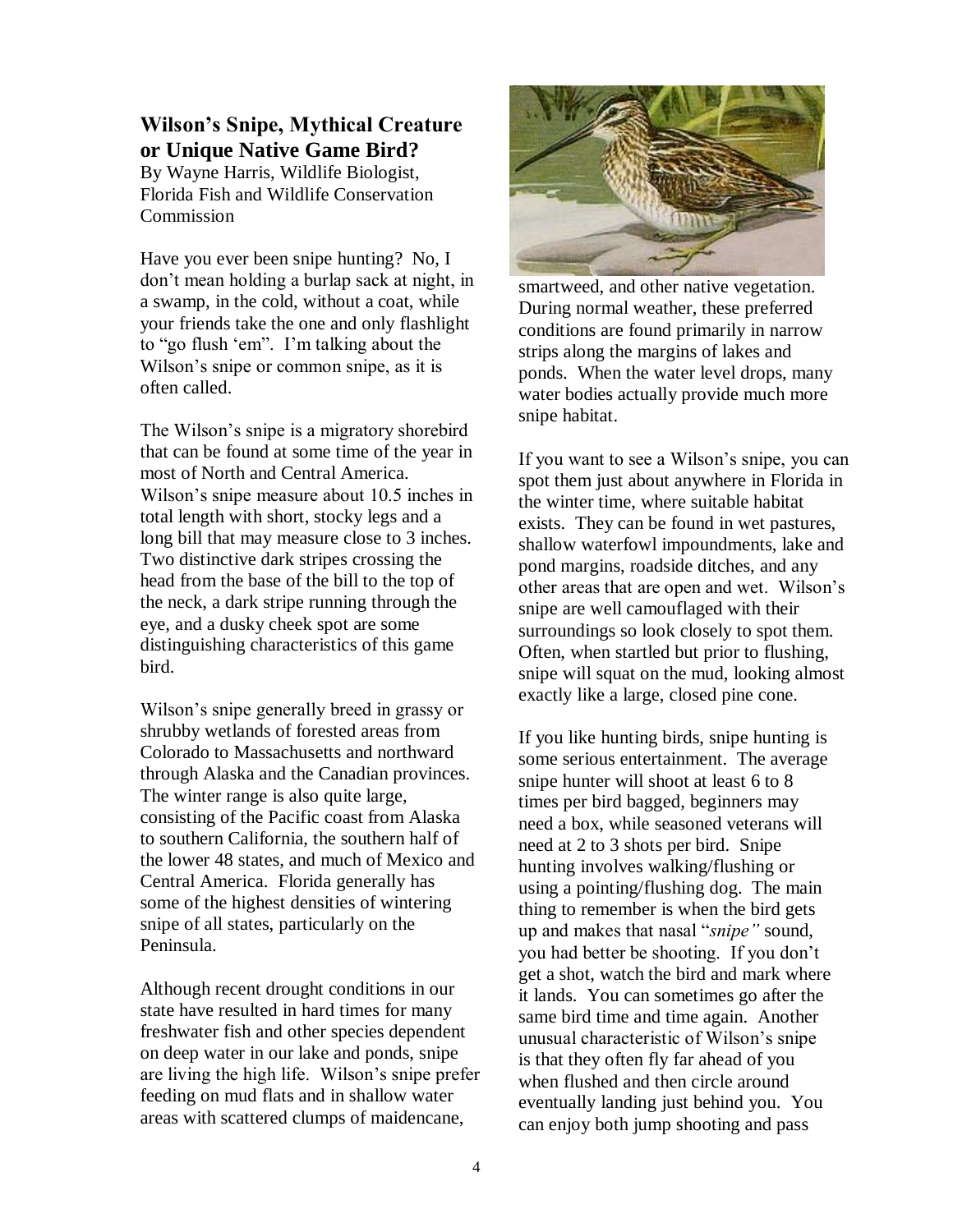## Wilson's Snipe, Mythical Creature or Unique Native Game Bird?

By Wayne Harris, Wildlife Biologist, Florida Fish and Wildlife Conservation Commission

Have you ever been snipe hunting? No, I don't mean holding a burlap sack at night, in a swamp, in the cold, without a coat, while your friends take the one and only flashlight to "go flush 'em". I'm talking about the Wilson's snipe or common snipe, as it is often called.

The Wilson's snipe is a migratory shorebird that can be found at some time of the year in most of North and Central America. Wilson's snipe measure about 10.5 inches in total length with short, stocky legs and a long bill that may measure close to 3 inches. Two distinctive dark stripes crossing the head from the base of the bill to the top of the neck, a dark stripe running through the eye, and a dusky cheek spot are some distinguishing characteristics of this game bird.

Wilson's snipe generally breed in grassy or shrubby wetlands of forested areas from Colorado to Massachusetts and northward through Alaska and the Canadian provinces. The winter range is also quite large, consisting of the Pacific coast from Alaska to southern California, the southern half of the lower 48 states, and much of Mexico and Central America. Florida generally has some of the highest densities of wintering snipe of all states, particularly on the Peninsula.

Although recent drought conditions in our state have resulted in hard times for many freshwater fish and other species dependent on deep water in our lake and ponds, snipe are living the high life. Wilson's snipe prefer feeding on mud flats and in shallow water areas with scattered clumps of maidencane, smartweed, and other native vegetation. During normal weather, these preferred conditions are found primarily in narrow strips along the margins of lakes and ponds. When the water level drops, many water bodies actually provide much more snipe habitat.

If you want to see a Wilson's snipe, you can spot them just about anywhere in Florida in the winter time, where suitable habitat exists. They can be found in wet pastures, shallow waterfowl impoundments, lake and pond margins, roadside ditches, and any other areas that are open and wet. Wilson's snipe are well camouflaged with their surroundings so look closely to spot them. Often, when startled but prior to flushing, snipe will squat on the mud, looking almost exactly like a large, closed pine cone.

If you like hunting birds, snipe hunting is some serious entertainment. The average snipe hunter will shoot at least 6 to 8 times per bird bagged, beginners may need a box, while seasoned veterans will need at 2 to 3 shots per bird. Snipe hunting involves walking/flushing or using a pointing/flushing dog. The main thing to remember is when the bird gets up and makes that nasal "*snipe"* sound, you had better be shooting. If you don't get a shot, watch the bird and mark where it lands. You can sometimes go after the same bird time and time again. Another unusual characteristic of Wilson's snipe is that they often fly far ahead of you when flushed and then circle around eventually landing just behind you. You can enjoy both jump shooting and pass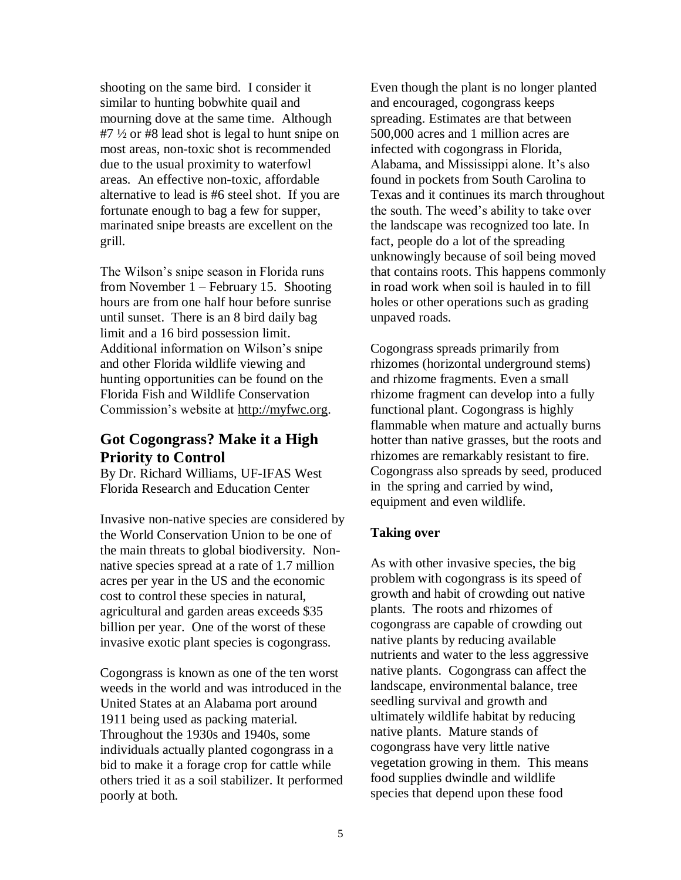shooting on the same bird. I consider it similar to hunting bobwhite quail and mourning dove at the same time. Although #7 ½ or #8 lead shot is legal to hunt snipe on most areas, non-toxic shot is recommended due to the usual proximity to waterfowl areas. An effective non-toxic, affordable alternative to lead is #6 steel shot. If you are fortunate enough to bag a few for supper, marinated snipe breasts are excellent on the grill.

The Wilson's snipe season in Florida runs from November 1 – February 15. Shooting hours are from one half hour before sunrise until sunset. There is an 8 bird daily bag limit and a 16 bird possession limit. Additional information on Wilson's snipe and other Florida wildlife viewing and hunting opportunities can be found on the Florida Fish and Wildlife Conservation Commission's website at http://myfwc.org.

## Got Cogongrass? Make it a High Priority to Control

By Dr. Richard Williams, UF-IFAS West Florida Research and Education Center

Invasive non-native species are considered by the World Conservation Union to be one of the main threats to global biodiversity. Non-native species spread at a rate of 1.7 million acres per year in the US and the economic cost to control these species in natural, agricultural and garden areas exceeds $35 billion per year. One of the worst of these invasive exotic plant species is cogongrass.

Cogongrass is known as one of the ten worst weeds in the world and was introduced in the United States at an Alabama port around 1911 being used as packing material. Throughout the 1930s and 1940s, some individuals actually planted cogongrass in a bid to make it a forage crop for cattle while others tried it as a soil stabilizer. It performed poorly at both.

Even though the plant is no longer planted and encouraged, cogongrass keeps spreading. Estimates are that between 500,000 acres and 1 million acres are infected with cogongrass in Florida, Alabama, and Mississippi alone. It's also found in pockets from South Carolina to Texas and it continues its march throughout the south. The weed's ability to take over the landscape was recognized too late. In fact, people do a lot of the spreading unknowingly because of soil being moved that contains roots. This happens commonly in road work when soil is hauled in to fill holes or other operations such as grading unpaved roads.

Cogongrass spreads primarily from rhizomes (horizontal underground stems) and rhizome fragments. Even a small rhizome fragment can develop into a fully functional plant. Cogongrass is highly flammable when mature and actually burns hotter than native grasses, but the roots and rhizomes are remarkably resistant to fire. Cogongrass also spreads by seed, produced in the spring and carried by wind, equipment and even wildlife.

### Taking over

As with other invasive species, the big problem with cogongrass is its speed of growth and habit of crowding out native plants. The roots and rhizomes of cogongrass are capable of crowding out native plants by reducing available nutrients and water to the less aggressive native plants. Cogongrass can affect the landscape, environmental balance, tree seedling survival and growth and ultimately wildlife habitat by reducing native plants. Mature stands of cogongrass have very little native vegetation growing in them. This means food supplies dwindle and wildlife species that depend upon these food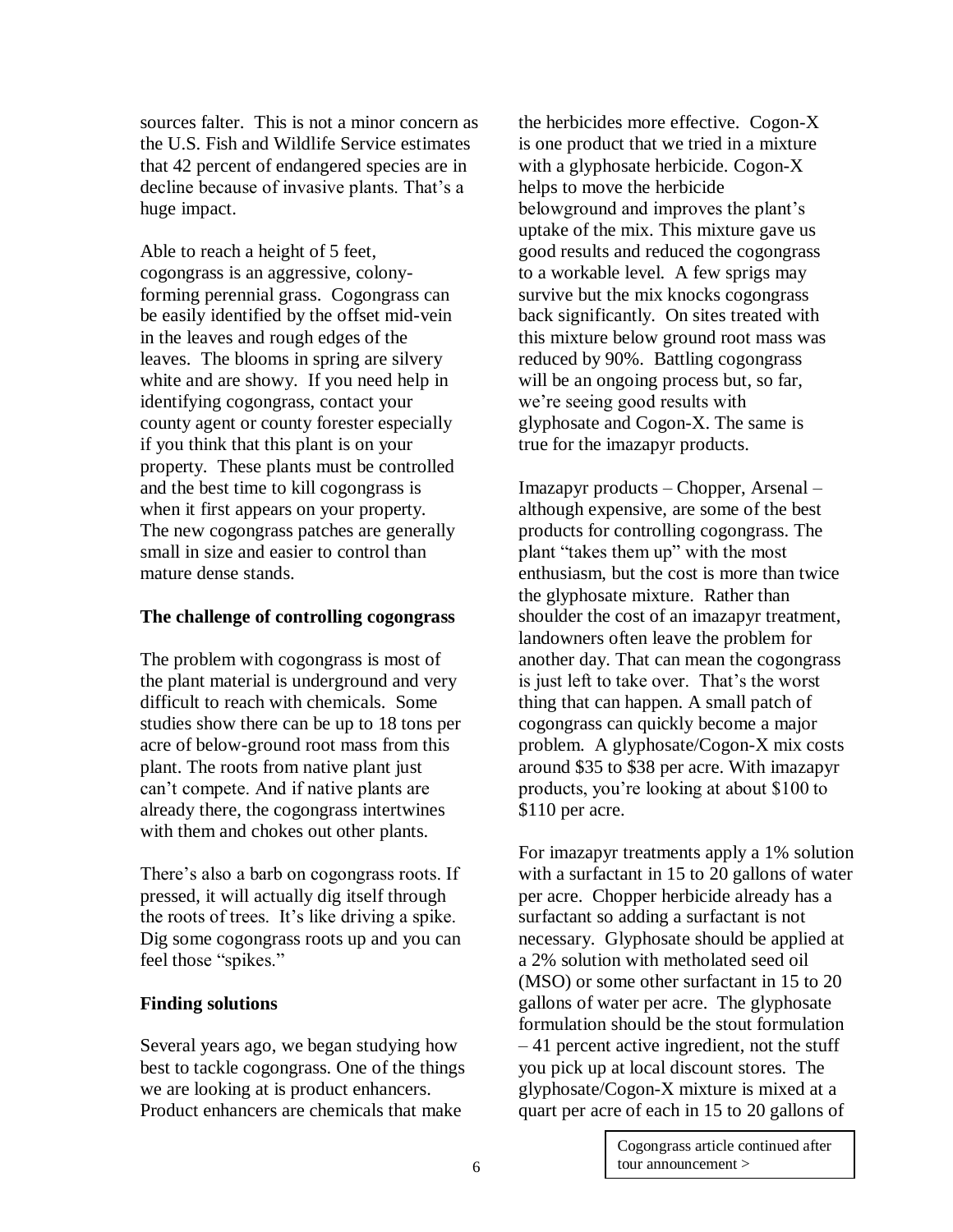sources falter. This is not a minor concern as the U.S. Fish and Wildlife Service estimates that 42 percent of endangered species are in decline because of invasive plants. That's a huge impact.

Able to reach a height of 5 feet, cogongrass is an aggressive, colony-forming perennial grass. Cogongrass can be easily identified by the offset mid-vein in the leaves and rough edges of the leaves. The blooms in spring are silvery white and are showy. If you need help in identifying cogongrass, contact your county agent or county forester especially if you think that this plant is on your property. These plants must be controlled and the best time to kill cogongrass is when it first appears on your property. The new cogongrass patches are generally small in size and easier to control than mature dense stands.

**The challenge of controlling cogongrass**

The problem with cogongrass is most of the plant material is underground and very difficult to reach with chemicals. Some studies show there can be up to 18 tons per acre of below-ground root mass from this plant. The roots from native plant just can't compete. And if native plants are already there, the cogongrass intertwines with them and chokes out other plants.

There's also a barb on cogongrass roots. If pressed, it will actually dig itself through the roots of trees. It's like driving a spike. Dig some cogongrass roots up and you can feel those "spikes."

**Finding solutions**

Several years ago, we began studying how best to tackle cogongrass. One of the things we are looking at is product enhancers. Product enhancers are chemicals that make the herbicides more effective. Cogon-X is one product that we tried in a mixture with a glyphosate herbicide. Cogon-X helps to move the herbicide belowground and improves the plant's uptake of the mix. This mixture gave us good results and reduced the cogongrass to a workable level. A few sprigs may survive but the mix knocks cogongrass back significantly. On sites treated with this mixture below ground root mass was reduced by 90%. Battling cogongrass will be an ongoing process but, so far, we're seeing good results with glyphosate and Cogon-X. The same is true for the imazapyr products.

Imazapyr products – Chopper, Arsenal – although expensive, are some of the best products for controlling cogongrass. The plant "takes them up" with the most enthusiasm, but the cost is more than twice the glyphosate mixture. Rather than shoulder the cost of an imazapyr treatment, landowners often leave the problem for another day. That can mean the cogongrass is just left to take over. That's the worst thing that can happen. A small patch of cogongrass can quickly become a major problem. A glyphosate/Cogon-X mix costs around \$35 to \$38 per acre. With imazapyr products, you're looking at about \$100 to \$110 per acre.

For imazapyr treatments apply a 1% solution with a surfactant in 15 to 20 gallons of water per acre. Chopper herbicide already has a surfactant so adding a surfactant is not necessary. Glyphosate should be applied at a 2% solution with metholated seed oil (MSO) or some other surfactant in 15 to 20 gallons of water per acre. The glyphosate formulation should be the stout formulation – 41 percent active ingredient, not the stuff you pick up at local discount stores. The glyphosate/Cogon-X mixture is mixed at a quart per acre of each in 15 to 20 gallons of

Cogongrass article continued after tour announcement >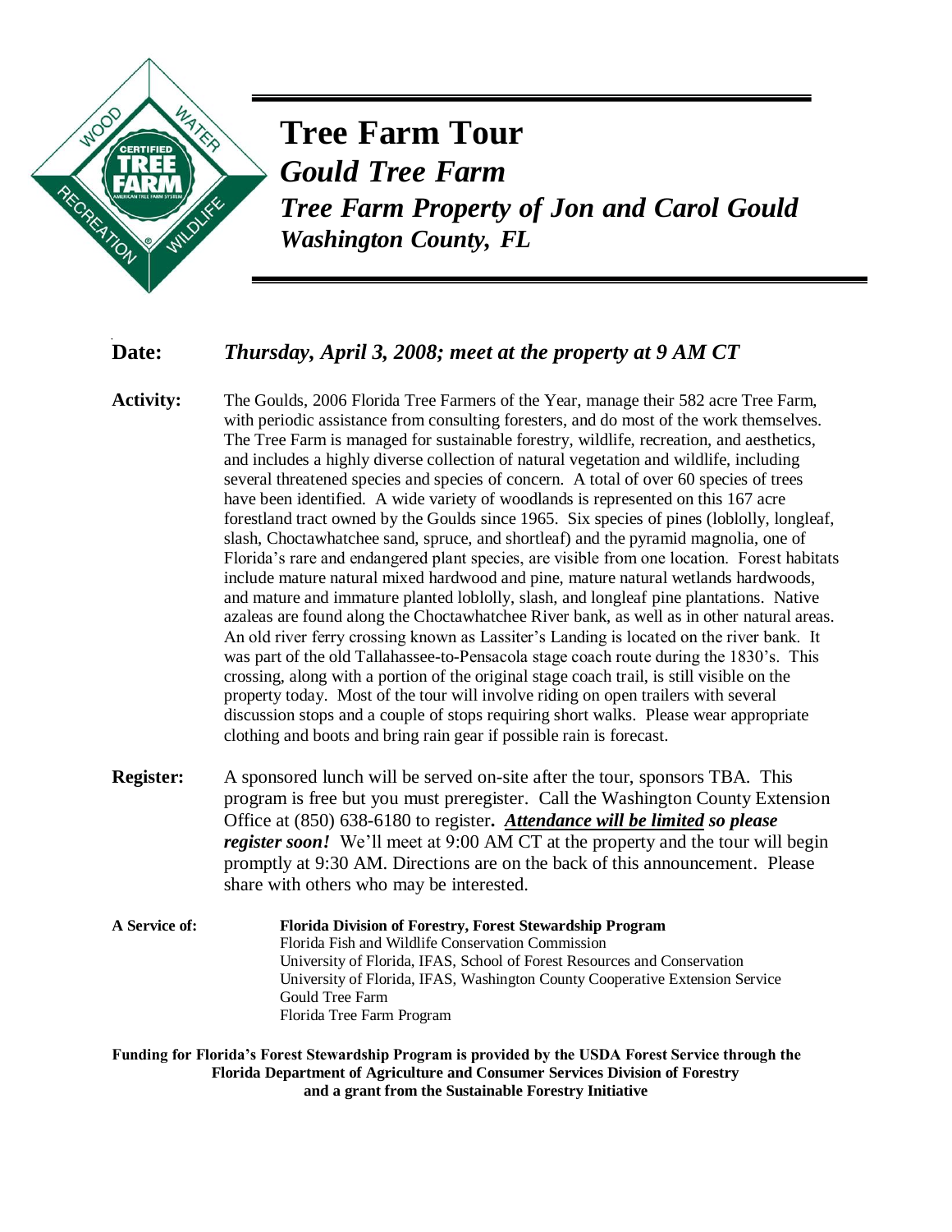# Tree Farm Tour

## *Gould Tree Farm*

## *Tree Farm Property of Jon and Carol Gould*

### *Washington County, FL*

**Date:** *Thursday, April 3, 2008; meet at the property at 9 AM CT*

**Activity:** The Goulds, 2006 Florida Tree Farmers of the Year, manage their 582 acre Tree Farm, with periodic assistance from consulting foresters, and do most of the work themselves. The Tree Farm is managed for sustainable forestry, wildlife, recreation, and aesthetics, and includes a highly diverse collection of natural vegetation and wildlife, including several threatened species and species of concern. A total of over 60 species of trees have been identified. A wide variety of woodlands is represented on this 167 acre forestland tract owned by the Goulds since 1965. Six species of pines (loblolly, longleaf, slash, Choctawhatchee sand, spruce, and shortleaf) and the pyramid magnolia, one of Florida's rare and endangered plant species, are visible from one location. Forest habitats include mature natural mixed hardwood and pine, mature natural wetlands hardwoods, and mature and immature planted loblolly, slash, and longleaf pine plantations. Native azaleas are found along the Choctawhatchee River bank, as well as in other natural areas. An old river ferry crossing known as Lassiter's Landing is located on the river bank. It was part of the old Tallahassee-to-Pensacola stage coach route during the 1830's. This crossing, along with a portion of the original stage coach trail, is still visible on the property today. Most of the tour will involve riding on open trailers with several discussion stops and a couple of stops requiring short walks. Please wear appropriate clothing and boots and bring rain gear if possible rain is forecast.

**Register:** A sponsored lunch will be served on-site after the tour, sponsors TBA. This program is free but you must preregister. Call the Washington County Extension Office at (850) 638-6180 to register**.** ***<u>Attendance will be limited</u> so please register soon!*** We'll meet at 9:00 AM CT at the property and the tour will begin promptly at 9:30 AM. Directions are on the back of this announcement. Please share with others who may be interested.

**A Service of:**
**Florida Division of Forestry, Forest Stewardship Program**
Florida Fish and Wildlife Conservation Commission
University of Florida, IFAS, School of Forest Resources and Conservation
University of Florida, IFAS, Washington County Cooperative Extension Service
Gould Tree Farm
Florida Tree Farm Program

**Funding for Florida's Forest Stewardship Program is provided by the USDA Forest Service through the Florida Department of Agriculture and Consumer Services Division of Forestry and a grant from the Sustainable Forestry Initiative**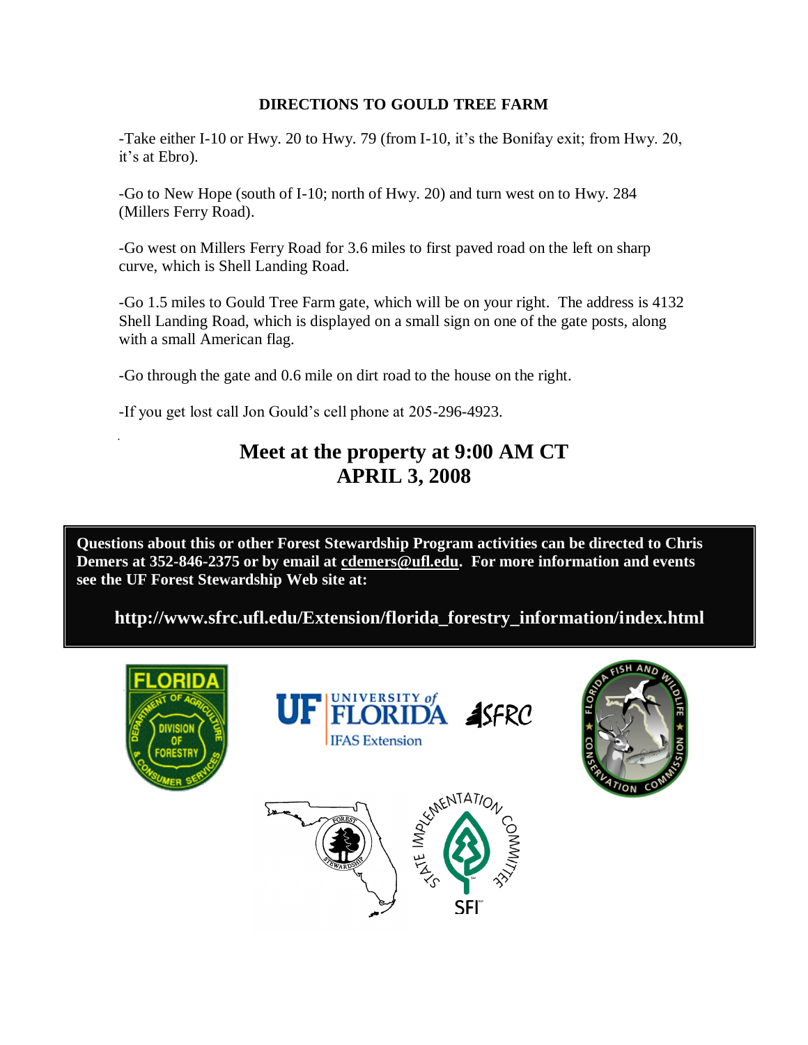## DIRECTIONS TO GOULD TREE FARM

-Take either I-10 or Hwy. 20 to Hwy. 79 (from I-10, it's the Bonifay exit; from Hwy. 20, it's at Ebro).

-Go to New Hope (south of I-10; north of Hwy. 20) and turn west on to Hwy. 284 (Millers Ferry Road).

-Go west on Millers Ferry Road for 3.6 miles to first paved road on the left on sharp curve, which is Shell Landing Road.

-Go 1.5 miles to Gould Tree Farm gate, which will be on your right. The address is 4132 Shell Landing Road, which is displayed on a small sign on one of the gate posts, along with a small American flag.

-Go through the gate and 0.6 mile on dirt road to the house on the right.

-If you get lost call Jon Gould's cell phone at 205-296-4923.

# Meet at the property at 9:00 AM CT
# APRIL 3, 2008

**Questions about this or other Forest Stewardship Program activities can be directed to Chris Demers at 352-846-2375 or by email at cdemers@ufl.edu. For more information and events see the UF Forest Stewardship Web site at:**

**http://www.sfrc.ufl.edu/Extension/florida_forestry_information/index.html**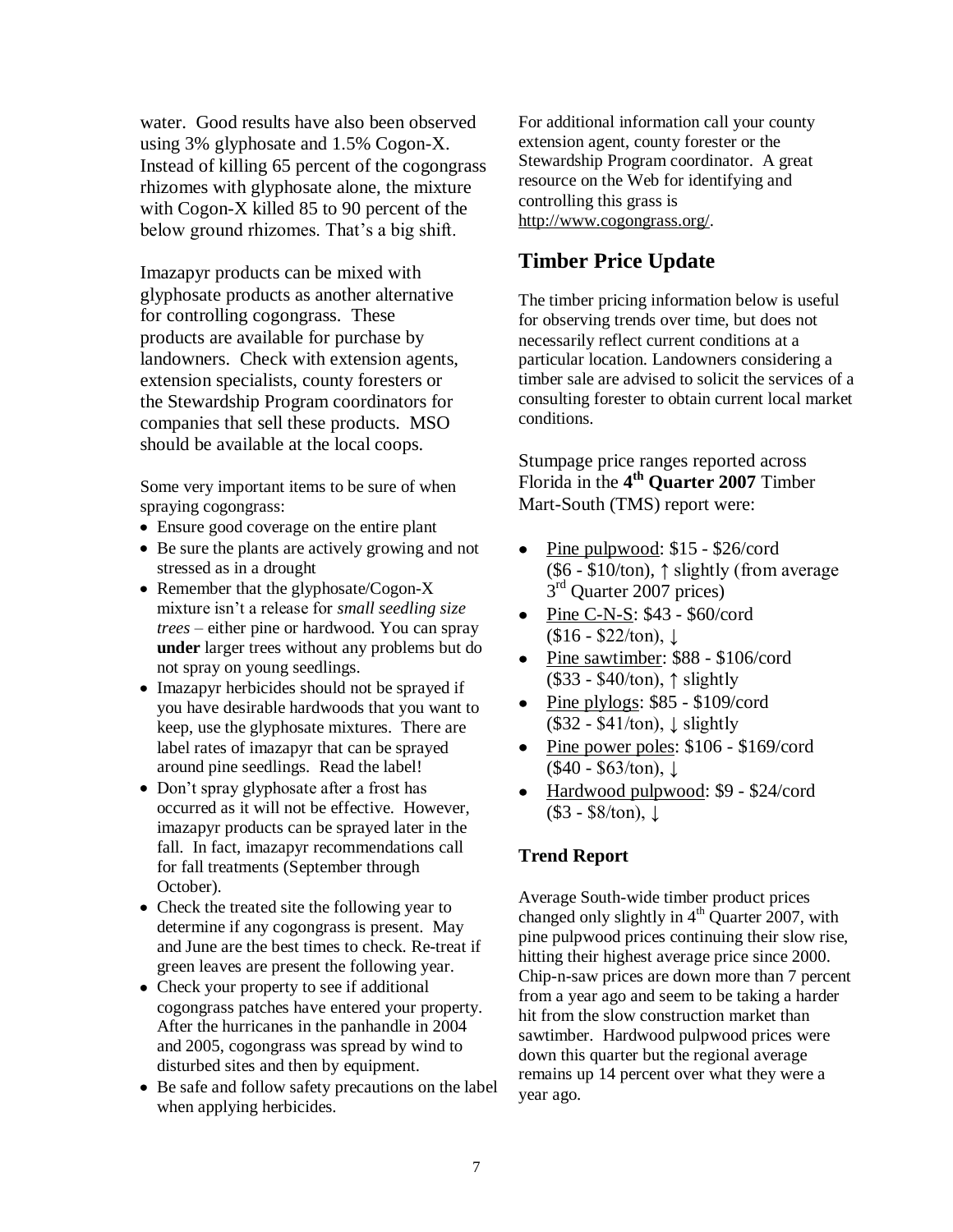water. Good results have also been observed using 3% glyphosate and 1.5% Cogon-X. Instead of killing 65 percent of the cogongrass rhizomes with glyphosate alone, the mixture with Cogon-X killed 85 to 90 percent of the below ground rhizomes. That's a big shift.

Imazapyr products can be mixed with glyphosate products as another alternative for controlling cogongrass. These products are available for purchase by landowners. Check with extension agents, extension specialists, county foresters or the Stewardship Program coordinators for companies that sell these products. MSO should be available at the local coops.

Some very important items to be sure of when spraying cogongrass:

- Ensure good coverage on the entire plant
- Be sure the plants are actively growing and not stressed as in a drought
- Remember that the glyphosate/Cogon-X mixture isn't a release for *small seedling size trees* – either pine or hardwood. You can spray **under** larger trees without any problems but do not spray on young seedlings.
- Imazapyr herbicides should not be sprayed if you have desirable hardwoods that you want to keep, use the glyphosate mixtures. There are label rates of imazapyr that can be sprayed around pine seedlings. Read the label!
- Don't spray glyphosate after a frost has occurred as it will not be effective. However, imazapyr products can be sprayed later in the fall. In fact, imazapyr recommendations call for fall treatments (September through October).
- Check the treated site the following year to determine if any cogongrass is present. May and June are the best times to check. Re-treat if green leaves are present the following year.
- Check your property to see if additional cogongrass patches have entered your property. After the hurricanes in the panhandle in 2004 and 2005, cogongrass was spread by wind to disturbed sites and then by equipment.
- Be safe and follow safety precautions on the label when applying herbicides.

For additional information call your county extension agent, county forester or the Stewardship Program coordinator. A great resource on the Web for identifying and controlling this grass is http://www.cogongrass.org/.

## Timber Price Update

The timber pricing information below is useful for observing trends over time, but does not necessarily reflect current conditions at a particular location. Landowners considering a timber sale are advised to solicit the services of a consulting forester to obtain current local market conditions.

Stumpage price ranges reported across Florida in the **4th Quarter 2007** Timber Mart-South (TMS) report were:

- Pine pulpwood: $15 - $26/cord ($6 - $10/ton), ↑ slightly (from average 3rd Quarter 2007 prices)
- Pine C-N-S: $43 - $60/cord ($16 - $22/ton), ↓
- Pine sawtimber: $88 - $106/cord ($33 - $40/ton), ↑ slightly
- Pine plylogs: $85 - $109/cord ($32 - $41/ton), ↓ slightly
- Pine power poles: $106 - $169/cord ($40 - $63/ton), ↓
- Hardwood pulpwood: $9 - $24/cord ($3 - $8/ton), ↓

### Trend Report

Average South-wide timber product prices changed only slightly in 4th Quarter 2007, with pine pulpwood prices continuing their slow rise, hitting their highest average price since 2000. Chip-n-saw prices are down more than 7 percent from a year ago and seem to be taking a harder hit from the slow construction market than sawtimber. Hardwood pulpwood prices were down this quarter but the regional average remains up 14 percent over what they were a year ago.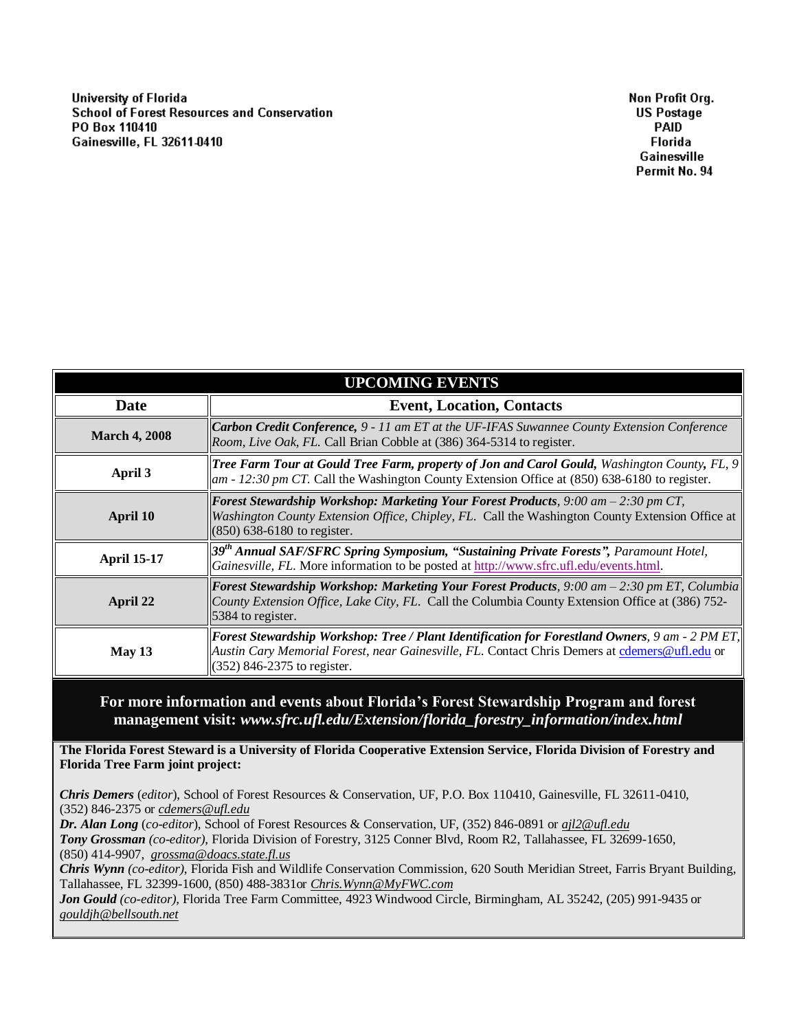University of Florida
School of Forest Resources and Conservation
PO Box 110410
Gainesville, FL 32611-0410

Non Profit Org.
US Postage
PAID
Florida
Gainesville
Permit No. 94

## UPCOMING EVENTS

| Date | Event, Location, Contacts |
|---|---|
| March 4, 2008 | ***Carbon Credit Conference,*** *9 - 11 am ET at the UF-IFAS Suwannee County Extension Conference Room, Live Oak, FL.* Call Brian Cobble at (386) 364-5314 to register. |
| April 3 | ***Tree Farm Tour at Gould Tree Farm, property of Jon and Carol Gould,*** *Washington County, FL, 9 am - 12:30 pm CT.* Call the Washington County Extension Office at (850) 638-6180 to register. |
| April 10 | ***Forest Stewardship Workshop: Marketing Your Forest Products****, 9:00 am – 2:30 pm CT, Washington County Extension Office, Chipley, FL.* Call the Washington County Extension Office at (850) 638-6180 to register. |
| April 15-17 | ***39th Annual SAF/SFRC Spring Symposium, "Sustaining Private Forests",*** *Paramount Hotel, Gainesville, FL.* More information to be posted at http://www.sfrc.ufl.edu/events.html. |
| April 22 | ***Forest Stewardship Workshop: Marketing Your Forest Products****, 9:00 am – 2:30 pm ET, Columbia County Extension Office, Lake City, FL.* Call the Columbia County Extension Office at (386) 752-5384 to register. |
| May 13 | ***Forest Stewardship Workshop: Tree / Plant Identification for Forestland Owners****, 9 am - 2 PM ET, Austin Cary Memorial Forest, near Gainesville, FL.* Contact Chris Demers at cdemers@ufl.edu or (352) 846-2375 to register. |

**For more information and events about Florida's Forest Stewardship Program and forest management visit:** ***www.sfrc.ufl.edu/Extension/florida_forestry_information/index.html***

**The Florida Forest Steward is a University of Florida Cooperative Extension Service, Florida Division of Forestry and Florida Tree Farm joint project:**

***Chris Demers*** (*editor*), School of Forest Resources & Conservation, UF, P.O. Box 110410, Gainesville, FL 32611-0410, (352) 846-2375 or *cdemers@ufl.edu*
***Dr. Alan Long*** (*co-editor*), School of Forest Resources & Conservation, UF, (352) 846-0891 or *ajl2@ufl.edu*
***Tony Grossman*** *(co-editor)*, Florida Division of Forestry, 3125 Conner Blvd, Room R2, Tallahassee, FL 32699-1650, (850) 414-9907, *grossma@doacs.state.fl.us*
***Chris Wynn*** *(co-editor)*, Florida Fish and Wildlife Conservation Commission, 620 South Meridian Street, Farris Bryant Building, Tallahassee, FL 32399-1600, (850) 488-3831or *Chris.Wynn@MyFWC.com*
***Jon Gould*** *(co-editor)*, Florida Tree Farm Committee, 4923 Windwood Circle, Birmingham, AL 35242, (205) 991-9435 or *gouldjh@bellsouth.net*